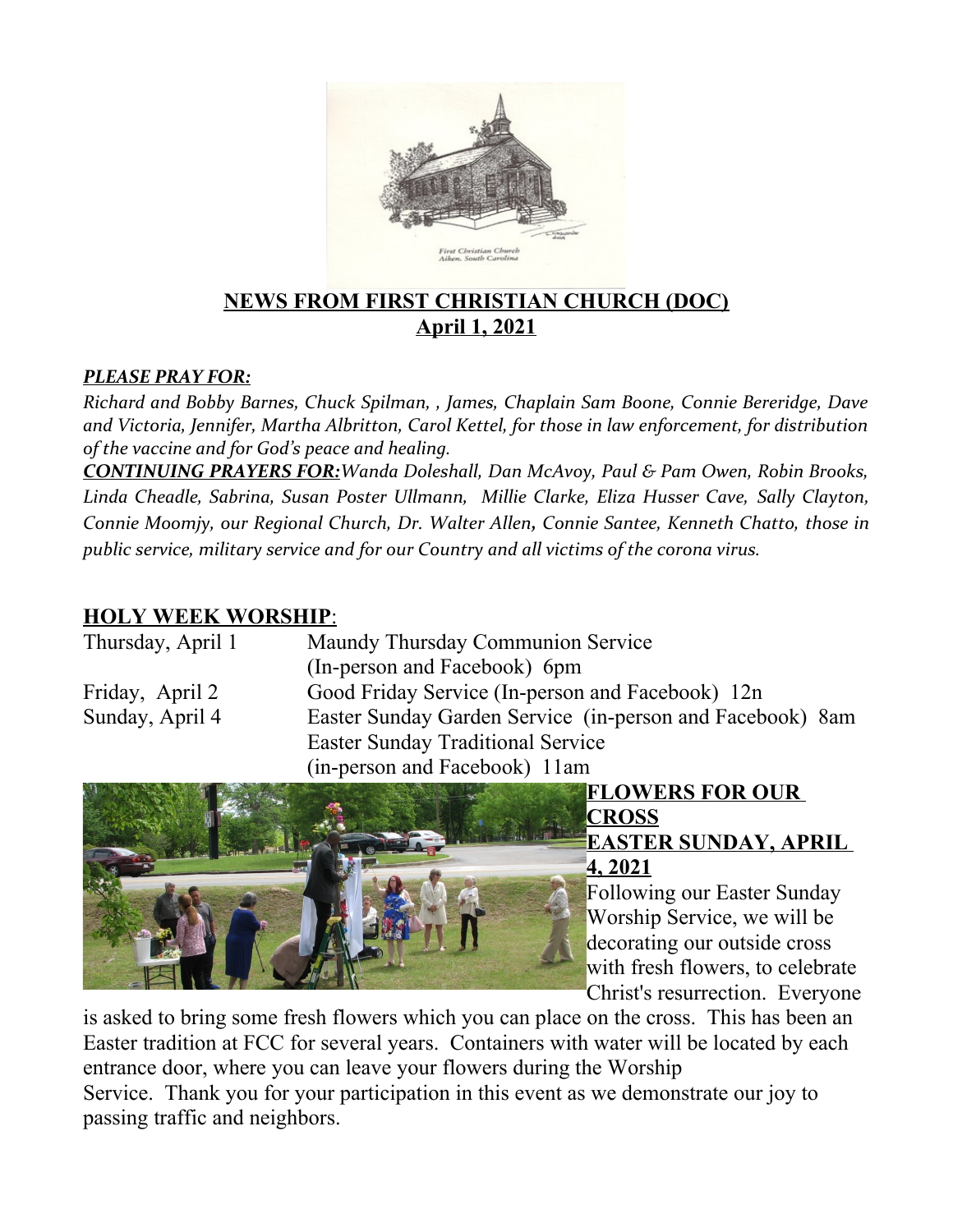# NEWS FROM FIRST CHRISTIAN CHURCH (DOC)

## April 1, 2021

***PLEASE PRAY FOR:***

*Richard and Bobby Barnes, Chuck Spilman, , James, Chaplain Sam Boone, Connie Bereridge, Dave and Victoria, Jennifer, Martha Albritton, Carol Kettel, for those in law enforcement, for distribution of the vaccine and for God's peace and healing.*

***CONTINUING PRAYERS FOR:****Wanda Doleshall, Dan McAvoy, Paul & Pam Owen, Robin Brooks, Linda Cheadle, Sabrina, Susan Poster Ullmann, Millie Clarke, Eliza Husser Cave, Sally Clayton, Connie Moomjy, our Regional Church, Dr. Walter Allen, Connie Santee, Kenneth Chatto, those in public service, military service and for our Country and all victims of the corona virus.*

## HOLY WEEK WORSHIP:

| | |
|---|---|
| Thursday, April 1 | Maundy Thursday Communion Service (In-person and Facebook) 6pm |
| Friday, April 2 | Good Friday Service (In-person and Facebook) 12n |
| Sunday, April 4 | Easter Sunday Garden Service (in-person and Facebook) 8am |
| | Easter Sunday Traditional Service (in-person and Facebook) 11am |

## FLOWERS FOR OUR CROSS EASTER SUNDAY, APRIL 4, 2021

Following our Easter Sunday Worship Service, we will be decorating our outside cross with fresh flowers, to celebrate Christ's resurrection. Everyone is asked to bring some fresh flowers which you can place on the cross. This has been an Easter tradition at FCC for several years. Containers with water will be located by each entrance door, where you can leave your flowers during the Worship Service. Thank you for your participation in this event as we demonstrate our joy to passing traffic and neighbors.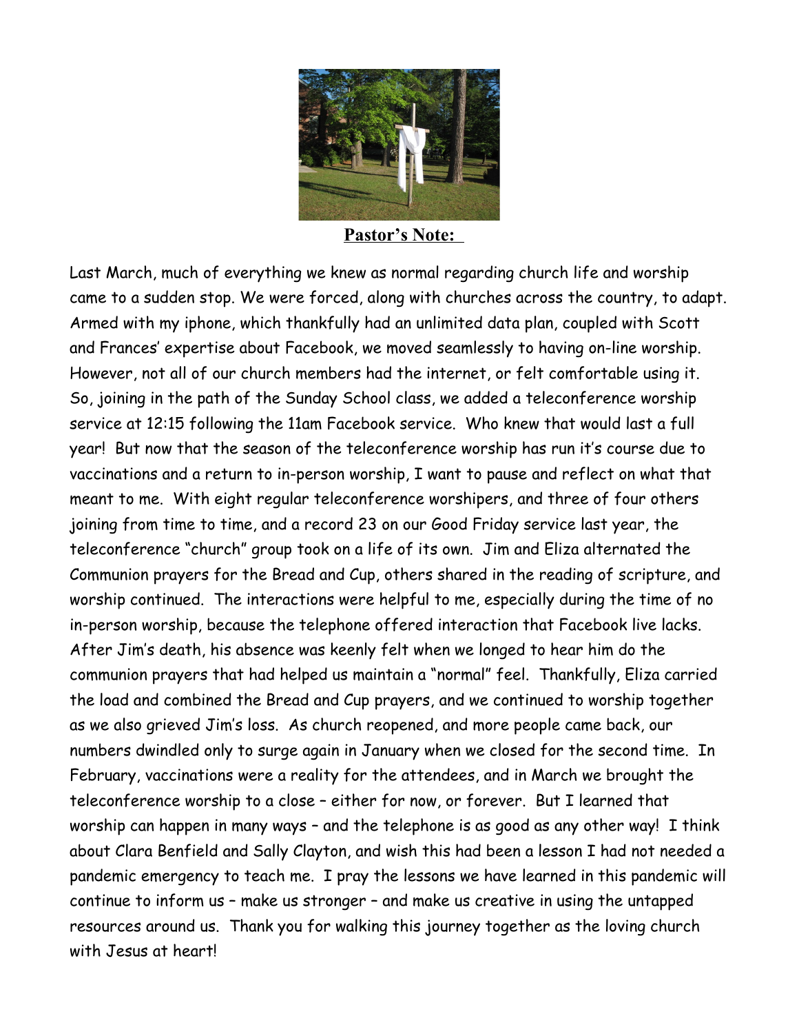**Pastor's Note:**

Last March, much of everything we knew as normal regarding church life and worship came to a sudden stop. We were forced, along with churches across the country, to adapt. Armed with my iphone, which thankfully had an unlimited data plan, coupled with Scott and Frances' expertise about Facebook, we moved seamlessly to having on-line worship. However, not all of our church members had the internet, or felt comfortable using it. So, joining in the path of the Sunday School class, we added a teleconference worship service at 12:15 following the 11am Facebook service. Who knew that would last a full year! But now that the season of the teleconference worship has run it's course due to vaccinations and a return to in-person worship, I want to pause and reflect on what that meant to me. With eight regular teleconference worshipers, and three of four others joining from time to time, and a record 23 on our Good Friday service last year, the teleconference "church" group took on a life of its own. Jim and Eliza alternated the Communion prayers for the Bread and Cup, others shared in the reading of scripture, and worship continued. The interactions were helpful to me, especially during the time of no in-person worship, because the telephone offered interaction that Facebook live lacks. After Jim's death, his absence was keenly felt when we longed to hear him do the communion prayers that had helped us maintain a "normal" feel. Thankfully, Eliza carried the load and combined the Bread and Cup prayers, and we continued to worship together as we also grieved Jim's loss. As church reopened, and more people came back, our numbers dwindled only to surge again in January when we closed for the second time. In February, vaccinations were a reality for the attendees, and in March we brought the teleconference worship to a close – either for now, or forever. But I learned that worship can happen in many ways – and the telephone is as good as any other way! I think about Clara Benfield and Sally Clayton, and wish this had been a lesson I had not needed a pandemic emergency to teach me. I pray the lessons we have learned in this pandemic will continue to inform us – make us stronger – and make us creative in using the untapped resources around us. Thank you for walking this journey together as the loving church with Jesus at heart!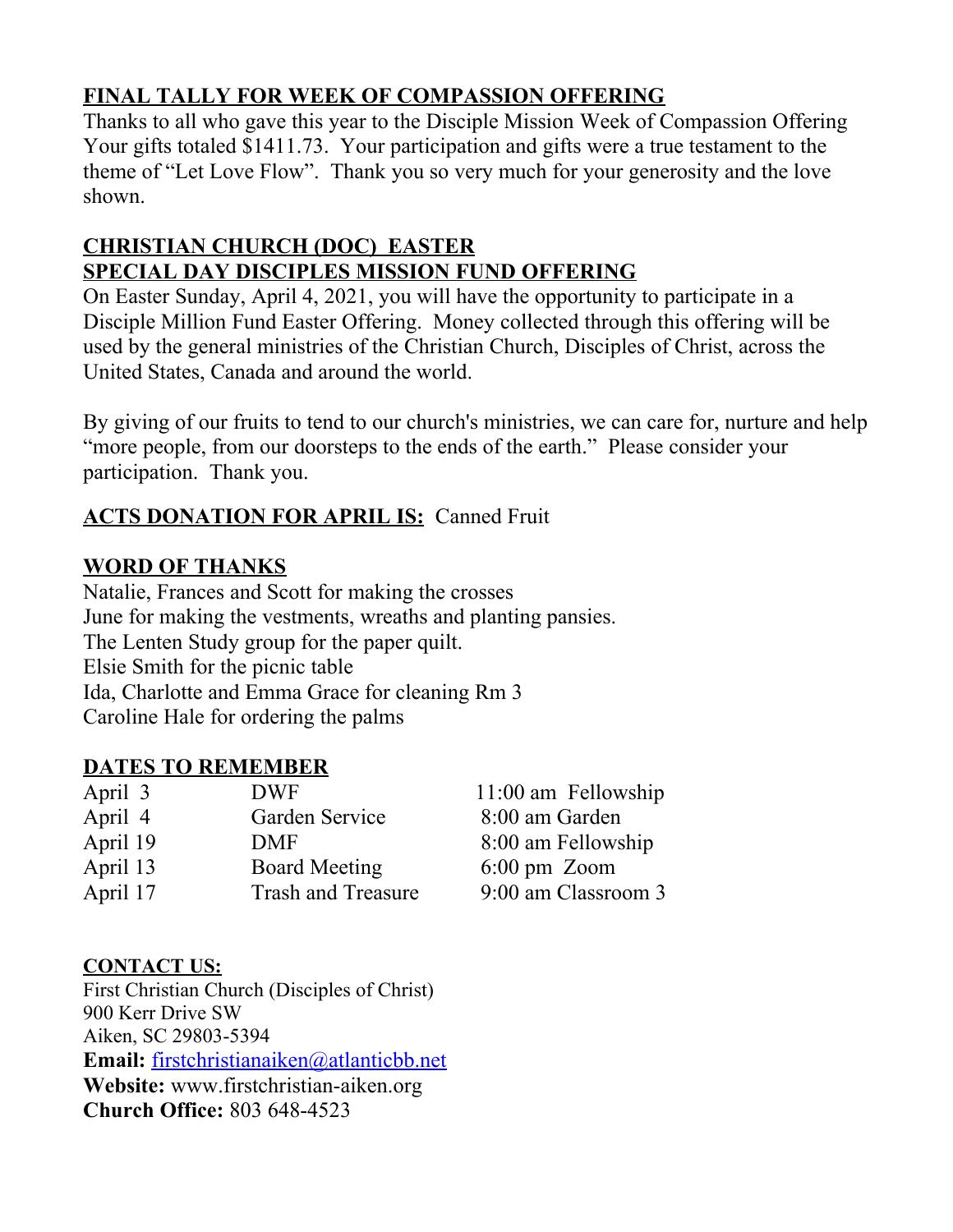## FINAL TALLY FOR WEEK OF COMPASSION OFFERING

Thanks to all who gave this year to the Disciple Mission Week of Compassion Offering Your gifts totaled $1411.73. Your participation and gifts were a true testament to the theme of "Let Love Flow". Thank you so very much for your generosity and the love shown.

## CHRISTIAN CHURCH (DOC) EASTER SPECIAL DAY DISCIPLES MISSION FUND OFFERING

On Easter Sunday, April 4, 2021, you will have the opportunity to participate in a Disciple Million Fund Easter Offering. Money collected through this offering will be used by the general ministries of the Christian Church, Disciples of Christ, across the United States, Canada and around the world.

By giving of our fruits to tend to our church's ministries, we can care for, nurture and help "more people, from our doorsteps to the ends of the earth." Please consider your participation. Thank you.

**ACTS DONATION FOR APRIL IS:** Canned Fruit

## WORD OF THANKS

Natalie, Frances and Scott for making the crosses
June for making the vestments, wreaths and planting pansies.
The Lenten Study group for the paper quilt.
Elsie Smith for the picnic table
Ida, Charlotte and Emma Grace for cleaning Rm 3
Caroline Hale for ordering the palms

## DATES TO REMEMBER

| | | |
|---|---|---|
| April 3 | DWF | 11:00 am Fellowship |
| April 4 | Garden Service | 8:00 am Garden |
| April 19 | DMF | 8:00 am Fellowship |
| April 13 | Board Meeting | 6:00 pm Zoom |
| April 17 | Trash and Treasure | 9:00 am Classroom 3 |

## CONTACT US:

First Christian Church (Disciples of Christ)
900 Kerr Drive SW
Aiken, SC 29803-5394
**Email:** firstchristianaiken@atlanticbb.net
**Website:** www.firstchristian-aiken.org
**Church Office:** 803 648-4523